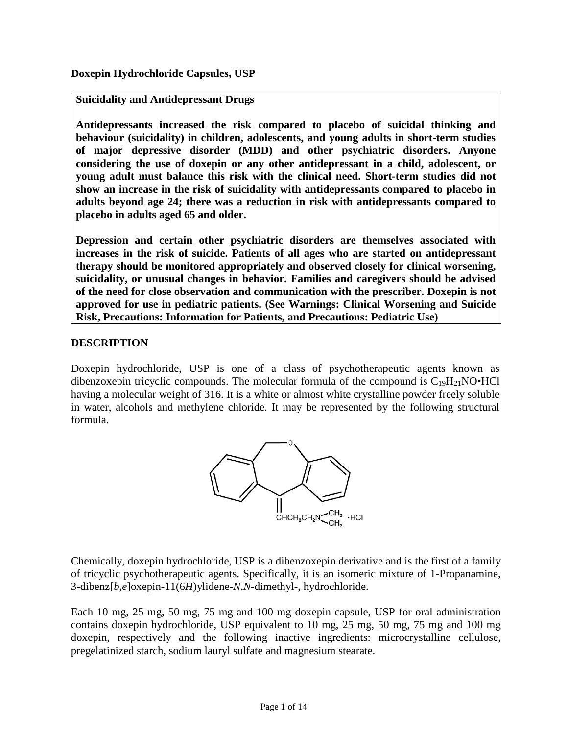**Doxepin Hydrochloride Capsules, USP**

**Suicidality and Antidepressant Drugs**

**Antidepressants increased the risk compared to placebo of suicidal thinking and behaviour (suicidality) in children, adolescents, and young adults in short-term studies of major depressive disorder (MDD) and other psychiatric disorders. Anyone considering the use of doxepin or any other antidepressant in a child, adolescent, or young adult must balance this risk with the clinical need. Short-term studies did not show an increase in the risk of suicidality with antidepressants compared to placebo in adults beyond age 24; there was a reduction in risk with antidepressants compared to placebo in adults aged 65 and older.**

**Depression and certain other psychiatric disorders are themselves associated with increases in the risk of suicide. Patients of all ages who are started on antidepressant therapy should be monitored appropriately and observed closely for clinical worsening, suicidality, or unusual changes in behavior. Families and caregivers should be advised of the need for close observation and communication with the prescriber. Doxepin is not approved for use in pediatric patients. (See Warnings: Clinical Worsening and Suicide Risk, Precautions: Information for Patients, and Precautions: Pediatric Use)**

## DESCRIPTION

Doxepin hydrochloride, USP is one of a class of psychotherapeutic agents known as dibenzoxepin tricyclic compounds. The molecular formula of the compound is $C_{19}H_{21}NO•HCl$ having a molecular weight of 316. It is a white or almost white crystalline powder freely soluble in water, alcohols and methylene chloride. It may be represented by the following structural formula.

$CHCH_2CH_2N(CH_3)_2 \cdot HCl$

Chemically, doxepin hydrochloride, USP is a dibenzoxepin derivative and is the first of a family of tricyclic psychotherapeutic agents. Specifically, it is an isomeric mixture of 1-Propanamine, 3-dibenz[*b*,*e*]oxepin-11(6*H*)ylidene-*N*,*N*-dimethyl-, hydrochloride.

Each 10 mg, 25 mg, 50 mg, 75 mg and 100 mg doxepin capsule, USP for oral administration contains doxepin hydrochloride, USP equivalent to 10 mg, 25 mg, 50 mg, 75 mg and 100 mg doxepin, respectively and the following inactive ingredients: microcrystalline cellulose, pregelatinized starch, sodium lauryl sulfate and magnesium stearate.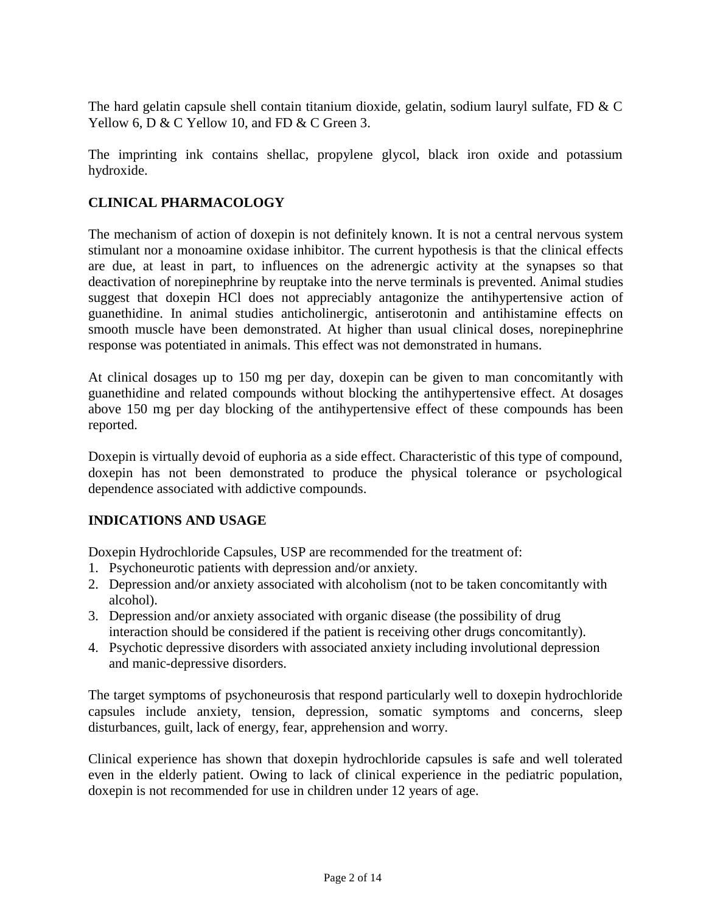The hard gelatin capsule shell contain titanium dioxide, gelatin, sodium lauryl sulfate, FD & C Yellow 6, D & C Yellow 10, and FD & C Green 3.

The imprinting ink contains shellac, propylene glycol, black iron oxide and potassium hydroxide.

## CLINICAL PHARMACOLOGY

The mechanism of action of doxepin is not definitely known. It is not a central nervous system stimulant nor a monoamine oxidase inhibitor. The current hypothesis is that the clinical effects are due, at least in part, to influences on the adrenergic activity at the synapses so that deactivation of norepinephrine by reuptake into the nerve terminals is prevented. Animal studies suggest that doxepin HCl does not appreciably antagonize the antihypertensive action of guanethidine. In animal studies anticholinergic, antiserotonin and antihistamine effects on smooth muscle have been demonstrated. At higher than usual clinical doses, norepinephrine response was potentiated in animals. This effect was not demonstrated in humans.

At clinical dosages up to 150 mg per day, doxepin can be given to man concomitantly with guanethidine and related compounds without blocking the antihypertensive effect. At dosages above 150 mg per day blocking of the antihypertensive effect of these compounds has been reported.

Doxepin is virtually devoid of euphoria as a side effect. Characteristic of this type of compound, doxepin has not been demonstrated to produce the physical tolerance or psychological dependence associated with addictive compounds.

## INDICATIONS AND USAGE

Doxepin Hydrochloride Capsules, USP are recommended for the treatment of:

1. Psychoneurotic patients with depression and/or anxiety.
2. Depression and/or anxiety associated with alcoholism (not to be taken concomitantly with alcohol).
3. Depression and/or anxiety associated with organic disease (the possibility of drug interaction should be considered if the patient is receiving other drugs concomitantly).
4. Psychotic depressive disorders with associated anxiety including involutional depression and manic-depressive disorders.

The target symptoms of psychoneurosis that respond particularly well to doxepin hydrochloride capsules include anxiety, tension, depression, somatic symptoms and concerns, sleep disturbances, guilt, lack of energy, fear, apprehension and worry.

Clinical experience has shown that doxepin hydrochloride capsules is safe and well tolerated even in the elderly patient. Owing to lack of clinical experience in the pediatric population, doxepin is not recommended for use in children under 12 years of age.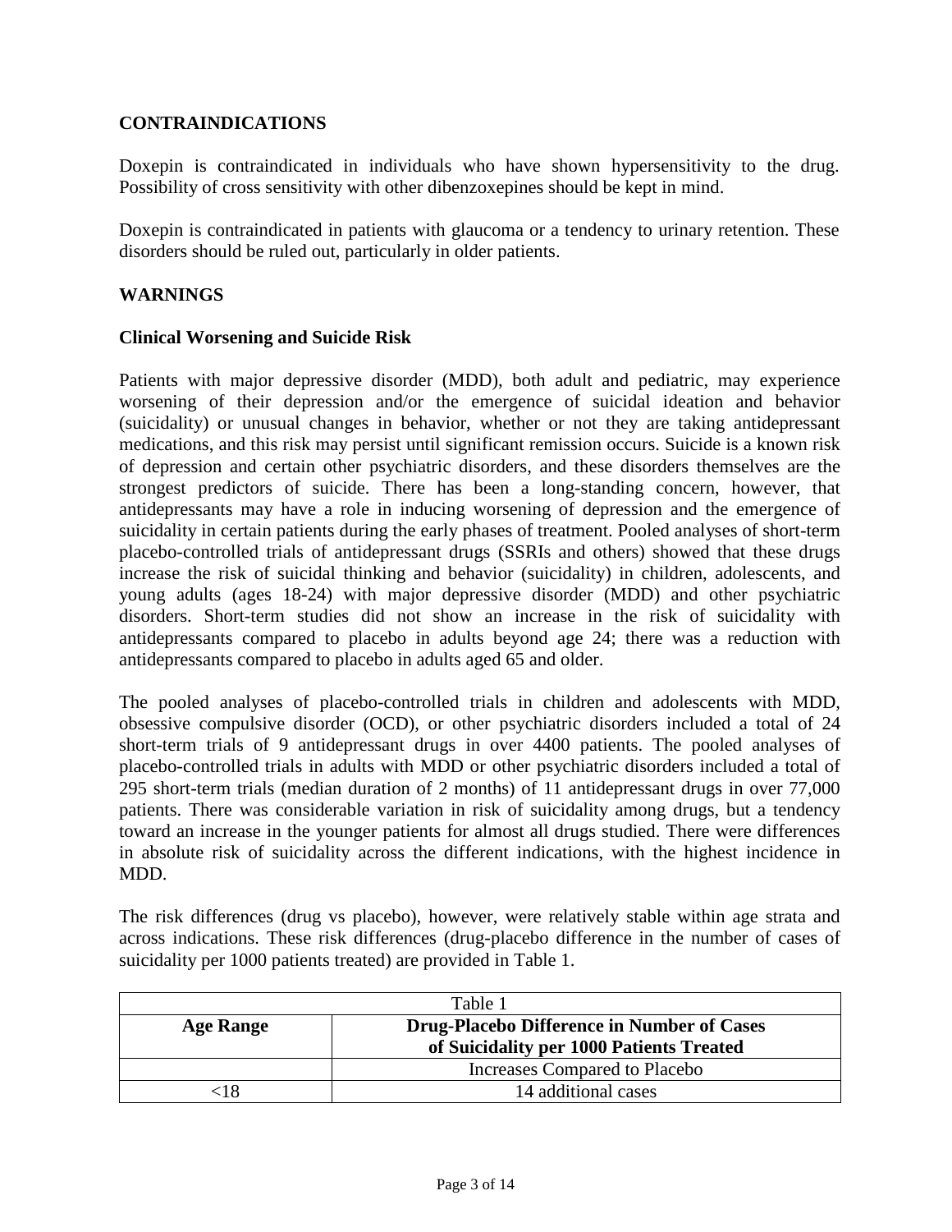## CONTRAINDICATIONS

Doxepin is contraindicated in individuals who have shown hypersensitivity to the drug. Possibility of cross sensitivity with other dibenzoxepines should be kept in mind.

Doxepin is contraindicated in patients with glaucoma or a tendency to urinary retention. These disorders should be ruled out, particularly in older patients.

## WARNINGS

### Clinical Worsening and Suicide Risk

Patients with major depressive disorder (MDD), both adult and pediatric, may experience worsening of their depression and/or the emergence of suicidal ideation and behavior (suicidality) or unusual changes in behavior, whether or not they are taking antidepressant medications, and this risk may persist until significant remission occurs. Suicide is a known risk of depression and certain other psychiatric disorders, and these disorders themselves are the strongest predictors of suicide. There has been a long-standing concern, however, that antidepressants may have a role in inducing worsening of depression and the emergence of suicidality in certain patients during the early phases of treatment. Pooled analyses of short-term placebo-controlled trials of antidepressant drugs (SSRIs and others) showed that these drugs increase the risk of suicidal thinking and behavior (suicidality) in children, adolescents, and young adults (ages 18-24) with major depressive disorder (MDD) and other psychiatric disorders. Short-term studies did not show an increase in the risk of suicidality with antidepressants compared to placebo in adults beyond age 24; there was a reduction with antidepressants compared to placebo in adults aged 65 and older.

The pooled analyses of placebo-controlled trials in children and adolescents with MDD, obsessive compulsive disorder (OCD), or other psychiatric disorders included a total of 24 short-term trials of 9 antidepressant drugs in over 4400 patients. The pooled analyses of placebo-controlled trials in adults with MDD or other psychiatric disorders included a total of 295 short-term trials (median duration of 2 months) of 11 antidepressant drugs in over 77,000 patients. There was considerable variation in risk of suicidality among drugs, but a tendency toward an increase in the younger patients for almost all drugs studied. There were differences in absolute risk of suicidality across the different indications, with the highest incidence in MDD.

The risk differences (drug vs placebo), however, were relatively stable within age strata and across indications. These risk differences (drug-placebo difference in the number of cases of suicidality per 1000 patients treated) are provided in Table 1.

Table 1

| Age Range | Drug-Placebo Difference in Number of Cases of Suicidality per 1000 Patients Treated |
|---|---|
| | Increases Compared to Placebo |
| <18 | 14 additional cases |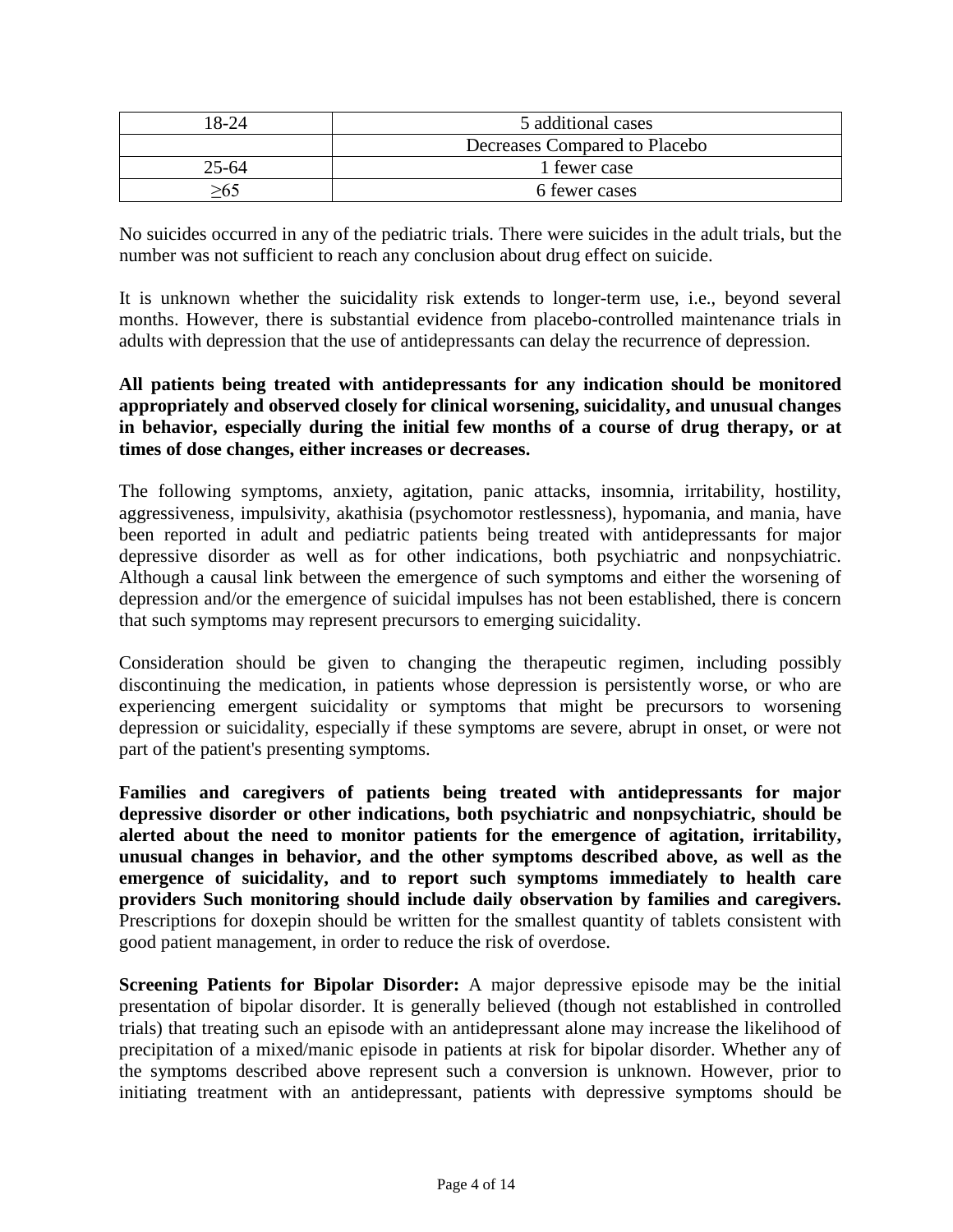| 18-24 | 5 additional cases |
|---|---|
| | Decreases Compared to Placebo |
| 25-64 | 1 fewer case |
| ≥65 | 6 fewer cases |

No suicides occurred in any of the pediatric trials. There were suicides in the adult trials, but the number was not sufficient to reach any conclusion about drug effect on suicide.

It is unknown whether the suicidality risk extends to longer-term use, i.e., beyond several months. However, there is substantial evidence from placebo-controlled maintenance trials in adults with depression that the use of antidepressants can delay the recurrence of depression.

**All patients being treated with antidepressants for any indication should be monitored appropriately and observed closely for clinical worsening, suicidality, and unusual changes in behavior, especially during the initial few months of a course of drug therapy, or at times of dose changes, either increases or decreases.**

The following symptoms, anxiety, agitation, panic attacks, insomnia, irritability, hostility, aggressiveness, impulsivity, akathisia (psychomotor restlessness), hypomania, and mania, have been reported in adult and pediatric patients being treated with antidepressants for major depressive disorder as well as for other indications, both psychiatric and nonpsychiatric. Although a causal link between the emergence of such symptoms and either the worsening of depression and/or the emergence of suicidal impulses has not been established, there is concern that such symptoms may represent precursors to emerging suicidality.

Consideration should be given to changing the therapeutic regimen, including possibly discontinuing the medication, in patients whose depression is persistently worse, or who are experiencing emergent suicidality or symptoms that might be precursors to worsening depression or suicidality, especially if these symptoms are severe, abrupt in onset, or were not part of the patient's presenting symptoms.

**Families and caregivers of patients being treated with antidepressants for major depressive disorder or other indications, both psychiatric and nonpsychiatric, should be alerted about the need to monitor patients for the emergence of agitation, irritability, unusual changes in behavior, and the other symptoms described above, as well as the emergence of suicidality, and to report such symptoms immediately to health care providers Such monitoring should include daily observation by families and caregivers.** Prescriptions for doxepin should be written for the smallest quantity of tablets consistent with good patient management, in order to reduce the risk of overdose.

**Screening Patients for Bipolar Disorder:** A major depressive episode may be the initial presentation of bipolar disorder. It is generally believed (though not established in controlled trials) that treating such an episode with an antidepressant alone may increase the likelihood of precipitation of a mixed/manic episode in patients at risk for bipolar disorder. Whether any of the symptoms described above represent such a conversion is unknown. However, prior to initiating treatment with an antidepressant, patients with depressive symptoms should be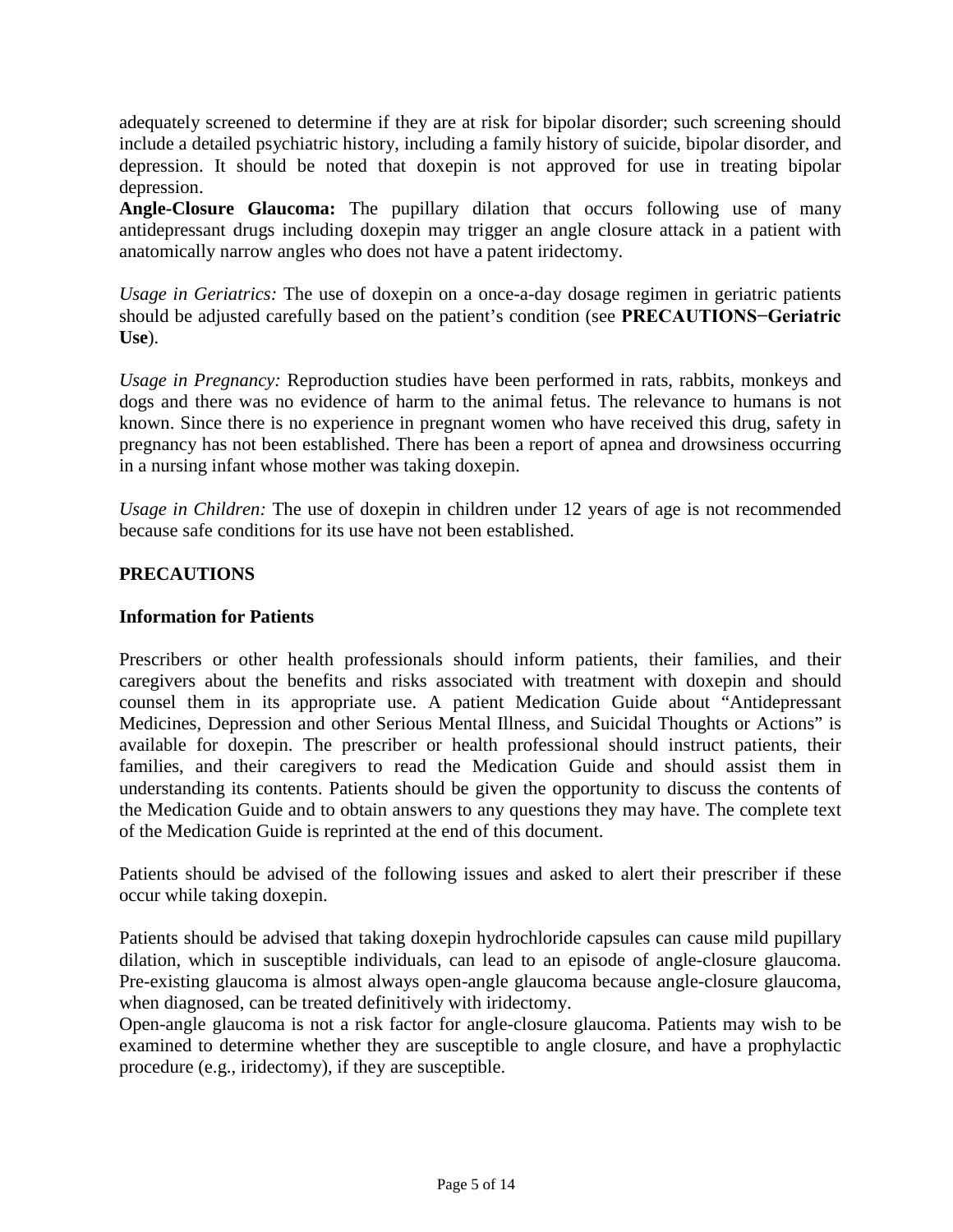adequately screened to determine if they are at risk for bipolar disorder; such screening should include a detailed psychiatric history, including a family history of suicide, bipolar disorder, and depression. It should be noted that doxepin is not approved for use in treating bipolar depression.

**Angle-Closure Glaucoma:** The pupillary dilation that occurs following use of many antidepressant drugs including doxepin may trigger an angle closure attack in a patient with anatomically narrow angles who does not have a patent iridectomy.

*Usage in Geriatrics:* The use of doxepin on a once-a-day dosage regimen in geriatric patients should be adjusted carefully based on the patient's condition (see **PRECAUTIONS−Geriatric Use**).

*Usage in Pregnancy:* Reproduction studies have been performed in rats, rabbits, monkeys and dogs and there was no evidence of harm to the animal fetus. The relevance to humans is not known. Since there is no experience in pregnant women who have received this drug, safety in pregnancy has not been established. There has been a report of apnea and drowsiness occurring in a nursing infant whose mother was taking doxepin.

*Usage in Children:* The use of doxepin in children under 12 years of age is not recommended because safe conditions for its use have not been established.

## PRECAUTIONS

### Information for Patients

Prescribers or other health professionals should inform patients, their families, and their caregivers about the benefits and risks associated with treatment with doxepin and should counsel them in its appropriate use. A patient Medication Guide about "Antidepressant Medicines, Depression and other Serious Mental Illness, and Suicidal Thoughts or Actions" is available for doxepin. The prescriber or health professional should instruct patients, their families, and their caregivers to read the Medication Guide and should assist them in understanding its contents. Patients should be given the opportunity to discuss the contents of the Medication Guide and to obtain answers to any questions they may have. The complete text of the Medication Guide is reprinted at the end of this document.

Patients should be advised of the following issues and asked to alert their prescriber if these occur while taking doxepin.

Patients should be advised that taking doxepin hydrochloride capsules can cause mild pupillary dilation, which in susceptible individuals, can lead to an episode of angle-closure glaucoma. Pre-existing glaucoma is almost always open-angle glaucoma because angle-closure glaucoma, when diagnosed, can be treated definitively with iridectomy.

Open-angle glaucoma is not a risk factor for angle-closure glaucoma. Patients may wish to be examined to determine whether they are susceptible to angle closure, and have a prophylactic procedure (e.g., iridectomy), if they are susceptible.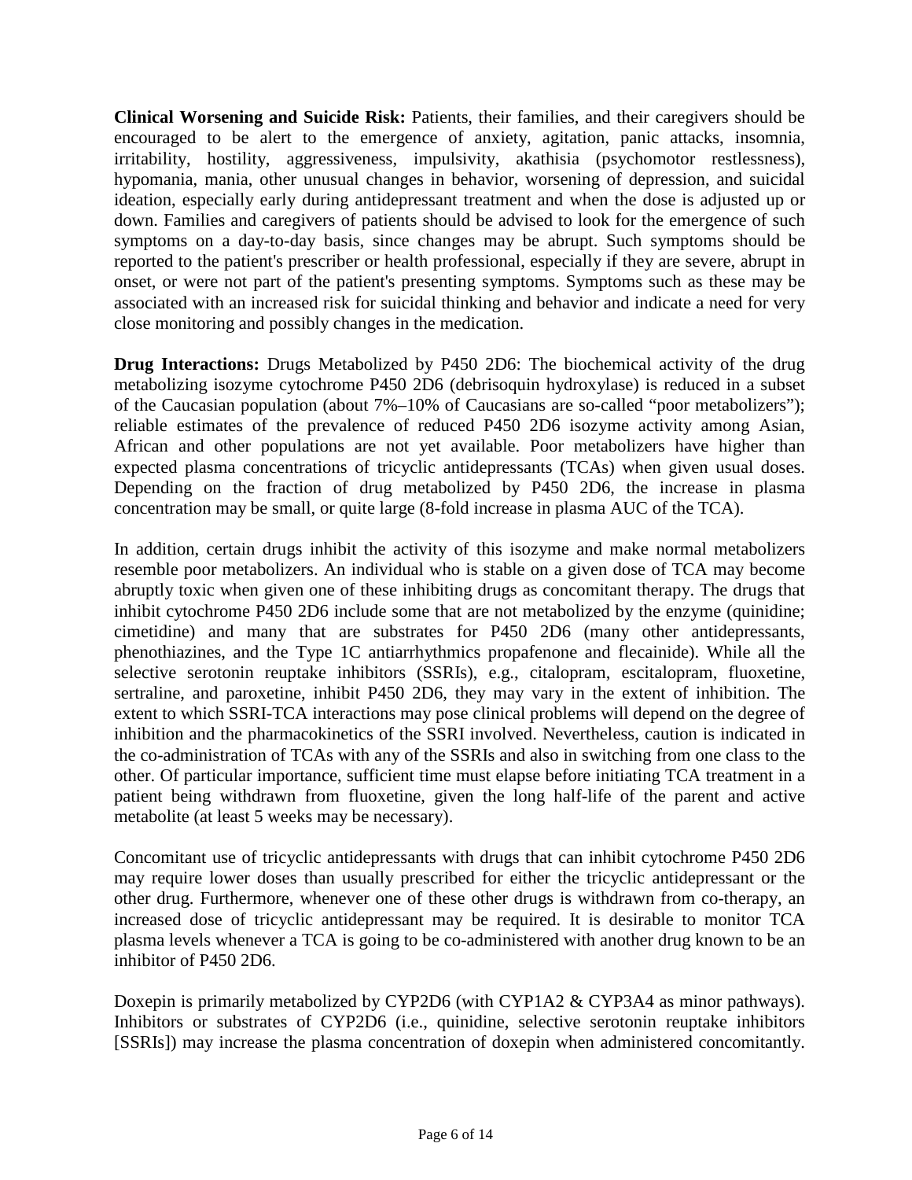**Clinical Worsening and Suicide Risk:** Patients, their families, and their caregivers should be encouraged to be alert to the emergence of anxiety, agitation, panic attacks, insomnia, irritability, hostility, aggressiveness, impulsivity, akathisia (psychomotor restlessness), hypomania, mania, other unusual changes in behavior, worsening of depression, and suicidal ideation, especially early during antidepressant treatment and when the dose is adjusted up or down. Families and caregivers of patients should be advised to look for the emergence of such symptoms on a day-to-day basis, since changes may be abrupt. Such symptoms should be reported to the patient's prescriber or health professional, especially if they are severe, abrupt in onset, or were not part of the patient's presenting symptoms. Symptoms such as these may be associated with an increased risk for suicidal thinking and behavior and indicate a need for very close monitoring and possibly changes in the medication.

**Drug Interactions:** Drugs Metabolized by P450 2D6: The biochemical activity of the drug metabolizing isozyme cytochrome P450 2D6 (debrisoquin hydroxylase) is reduced in a subset of the Caucasian population (about 7%–10% of Caucasians are so-called "poor metabolizers"); reliable estimates of the prevalence of reduced P450 2D6 isozyme activity among Asian, African and other populations are not yet available. Poor metabolizers have higher than expected plasma concentrations of tricyclic antidepressants (TCAs) when given usual doses. Depending on the fraction of drug metabolized by P450 2D6, the increase in plasma concentration may be small, or quite large (8-fold increase in plasma AUC of the TCA).

In addition, certain drugs inhibit the activity of this isozyme and make normal metabolizers resemble poor metabolizers. An individual who is stable on a given dose of TCA may become abruptly toxic when given one of these inhibiting drugs as concomitant therapy. The drugs that inhibit cytochrome P450 2D6 include some that are not metabolized by the enzyme (quinidine; cimetidine) and many that are substrates for P450 2D6 (many other antidepressants, phenothiazines, and the Type 1C antiarrhythmics propafenone and flecainide). While all the selective serotonin reuptake inhibitors (SSRIs), e.g., citalopram, escitalopram, fluoxetine, sertraline, and paroxetine, inhibit P450 2D6, they may vary in the extent of inhibition. The extent to which SSRI-TCA interactions may pose clinical problems will depend on the degree of inhibition and the pharmacokinetics of the SSRI involved. Nevertheless, caution is indicated in the co-administration of TCAs with any of the SSRIs and also in switching from one class to the other. Of particular importance, sufficient time must elapse before initiating TCA treatment in a patient being withdrawn from fluoxetine, given the long half-life of the parent and active metabolite (at least 5 weeks may be necessary).

Concomitant use of tricyclic antidepressants with drugs that can inhibit cytochrome P450 2D6 may require lower doses than usually prescribed for either the tricyclic antidepressant or the other drug. Furthermore, whenever one of these other drugs is withdrawn from co-therapy, an increased dose of tricyclic antidepressant may be required. It is desirable to monitor TCA plasma levels whenever a TCA is going to be co-administered with another drug known to be an inhibitor of P450 2D6.

Doxepin is primarily metabolized by CYP2D6 (with CYP1A2 & CYP3A4 as minor pathways). Inhibitors or substrates of CYP2D6 (i.e., quinidine, selective serotonin reuptake inhibitors [SSRIs]) may increase the plasma concentration of doxepin when administered concomitantly.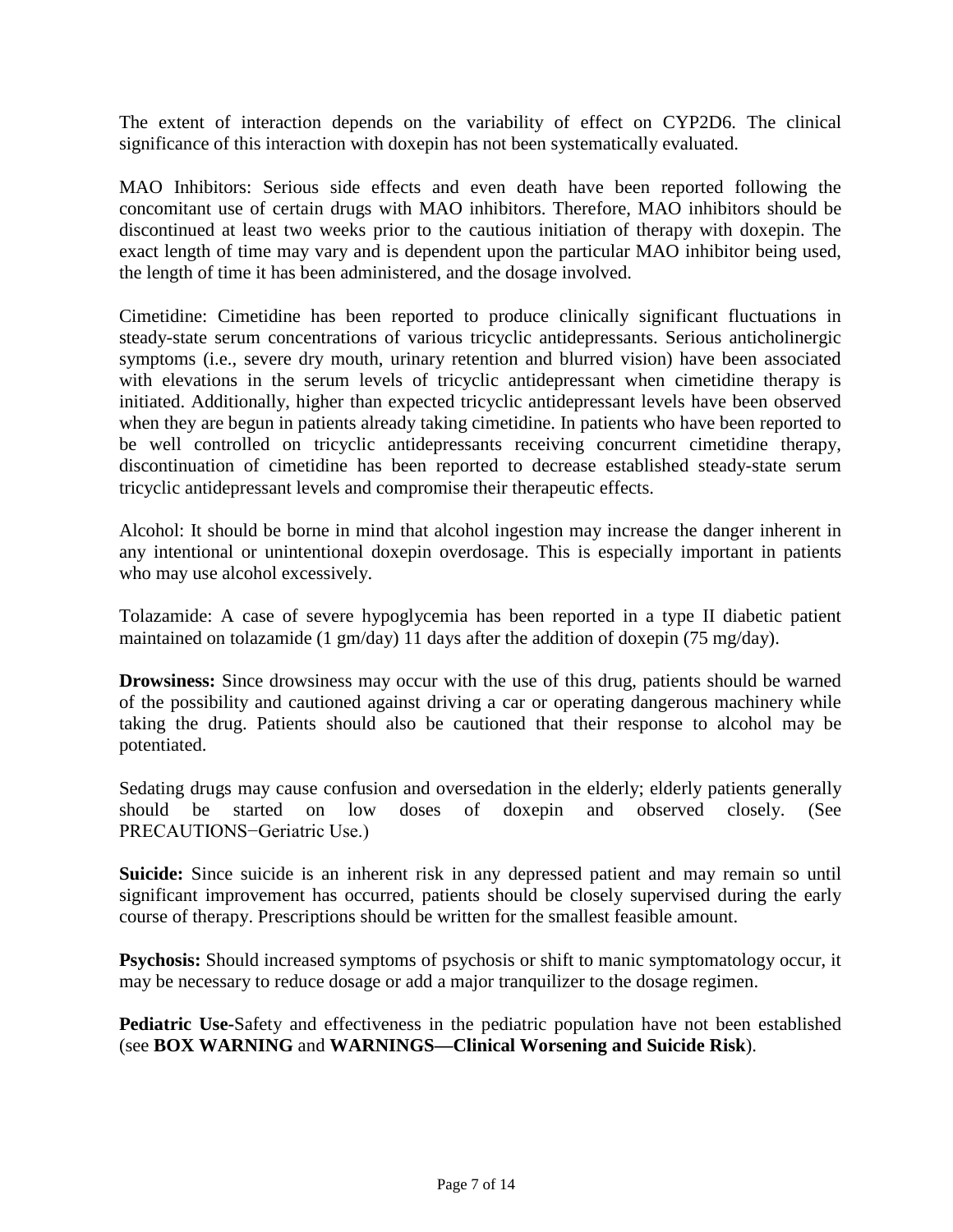The extent of interaction depends on the variability of effect on CYP2D6. The clinical significance of this interaction with doxepin has not been systematically evaluated.

MAO Inhibitors: Serious side effects and even death have been reported following the concomitant use of certain drugs with MAO inhibitors. Therefore, MAO inhibitors should be discontinued at least two weeks prior to the cautious initiation of therapy with doxepin. The exact length of time may vary and is dependent upon the particular MAO inhibitor being used, the length of time it has been administered, and the dosage involved.

Cimetidine: Cimetidine has been reported to produce clinically significant fluctuations in steady-state serum concentrations of various tricyclic antidepressants. Serious anticholinergic symptoms (i.e., severe dry mouth, urinary retention and blurred vision) have been associated with elevations in the serum levels of tricyclic antidepressant when cimetidine therapy is initiated. Additionally, higher than expected tricyclic antidepressant levels have been observed when they are begun in patients already taking cimetidine. In patients who have been reported to be well controlled on tricyclic antidepressants receiving concurrent cimetidine therapy, discontinuation of cimetidine has been reported to decrease established steady-state serum tricyclic antidepressant levels and compromise their therapeutic effects.

Alcohol: It should be borne in mind that alcohol ingestion may increase the danger inherent in any intentional or unintentional doxepin overdosage. This is especially important in patients who may use alcohol excessively.

Tolazamide: A case of severe hypoglycemia has been reported in a type II diabetic patient maintained on tolazamide (1 gm/day) 11 days after the addition of doxepin (75 mg/day).

**Drowsiness:** Since drowsiness may occur with the use of this drug, patients should be warned of the possibility and cautioned against driving a car or operating dangerous machinery while taking the drug. Patients should also be cautioned that their response to alcohol may be potentiated.

Sedating drugs may cause confusion and oversedation in the elderly; elderly patients generally should be started on low doses of doxepin and observed closely. (See PRECAUTIONS−Geriatric Use.)

**Suicide:** Since suicide is an inherent risk in any depressed patient and may remain so until significant improvement has occurred, patients should be closely supervised during the early course of therapy. Prescriptions should be written for the smallest feasible amount.

**Psychosis:** Should increased symptoms of psychosis or shift to manic symptomatology occur, it may be necessary to reduce dosage or add a major tranquilizer to the dosage regimen.

**Pediatric Use-**Safety and effectiveness in the pediatric population have not been established (see **BOX WARNING** and **WARNINGS—Clinical Worsening and Suicide Risk**).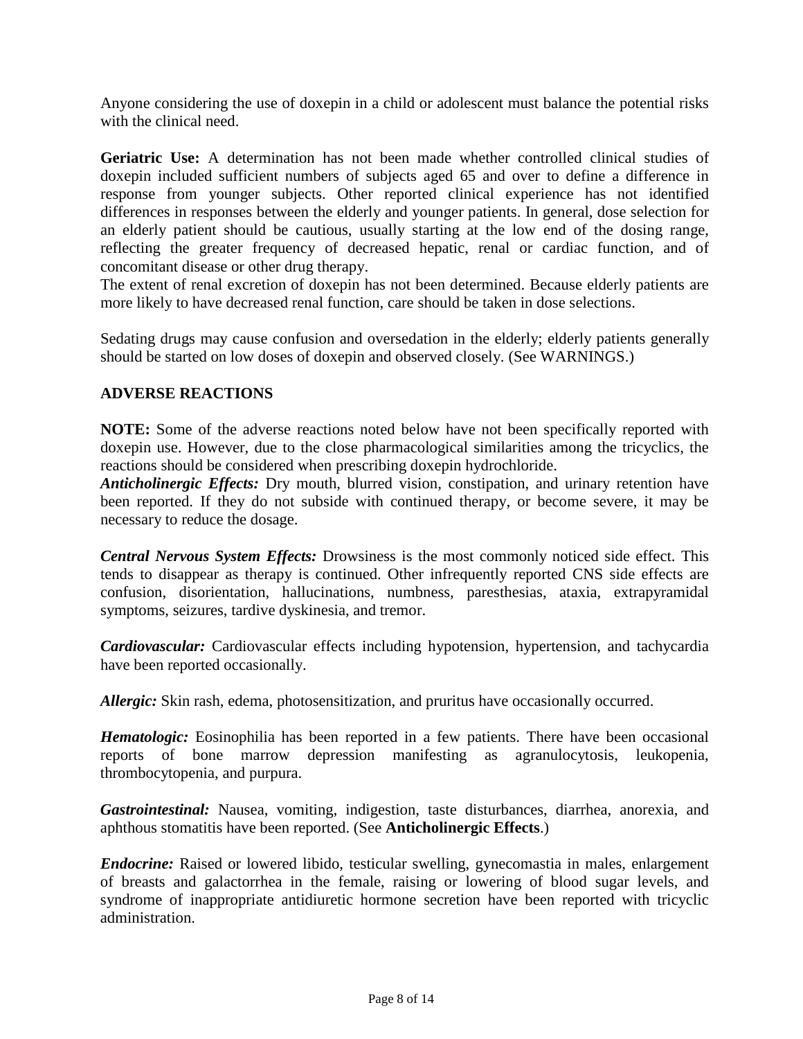Anyone considering the use of doxepin in a child or adolescent must balance the potential risks with the clinical need.

**Geriatric Use:** A determination has not been made whether controlled clinical studies of doxepin included sufficient numbers of subjects aged 65 and over to define a difference in response from younger subjects. Other reported clinical experience has not identified differences in responses between the elderly and younger patients. In general, dose selection for an elderly patient should be cautious, usually starting at the low end of the dosing range, reflecting the greater frequency of decreased hepatic, renal or cardiac function, and of concomitant disease or other drug therapy.
The extent of renal excretion of doxepin has not been determined. Because elderly patients are more likely to have decreased renal function, care should be taken in dose selections.

Sedating drugs may cause confusion and oversedation in the elderly; elderly patients generally should be started on low doses of doxepin and observed closely. (See WARNINGS.)

## ADVERSE REACTIONS

**NOTE:** Some of the adverse reactions noted below have not been specifically reported with doxepin use. However, due to the close pharmacological similarities among the tricyclics, the reactions should be considered when prescribing doxepin hydrochloride.
***Anticholinergic Effects:*** Dry mouth, blurred vision, constipation, and urinary retention have been reported. If they do not subside with continued therapy, or become severe, it may be necessary to reduce the dosage.

***Central Nervous System Effects:*** Drowsiness is the most commonly noticed side effect. This tends to disappear as therapy is continued. Other infrequently reported CNS side effects are confusion, disorientation, hallucinations, numbness, paresthesias, ataxia, extrapyramidal symptoms, seizures, tardive dyskinesia, and tremor.

***Cardiovascular:*** Cardiovascular effects including hypotension, hypertension, and tachycardia have been reported occasionally.

***Allergic:*** Skin rash, edema, photosensitization, and pruritus have occasionally occurred.

***Hematologic:*** Eosinophilia has been reported in a few patients. There have been occasional reports of bone marrow depression manifesting as agranulocytosis, leukopenia, thrombocytopenia, and purpura.

***Gastrointestinal:*** Nausea, vomiting, indigestion, taste disturbances, diarrhea, anorexia, and aphthous stomatitis have been reported. (See **Anticholinergic Effects**.)

***Endocrine:*** Raised or lowered libido, testicular swelling, gynecomastia in males, enlargement of breasts and galactorrhea in the female, raising or lowering of blood sugar levels, and syndrome of inappropriate antidiuretic hormone secretion have been reported with tricyclic administration.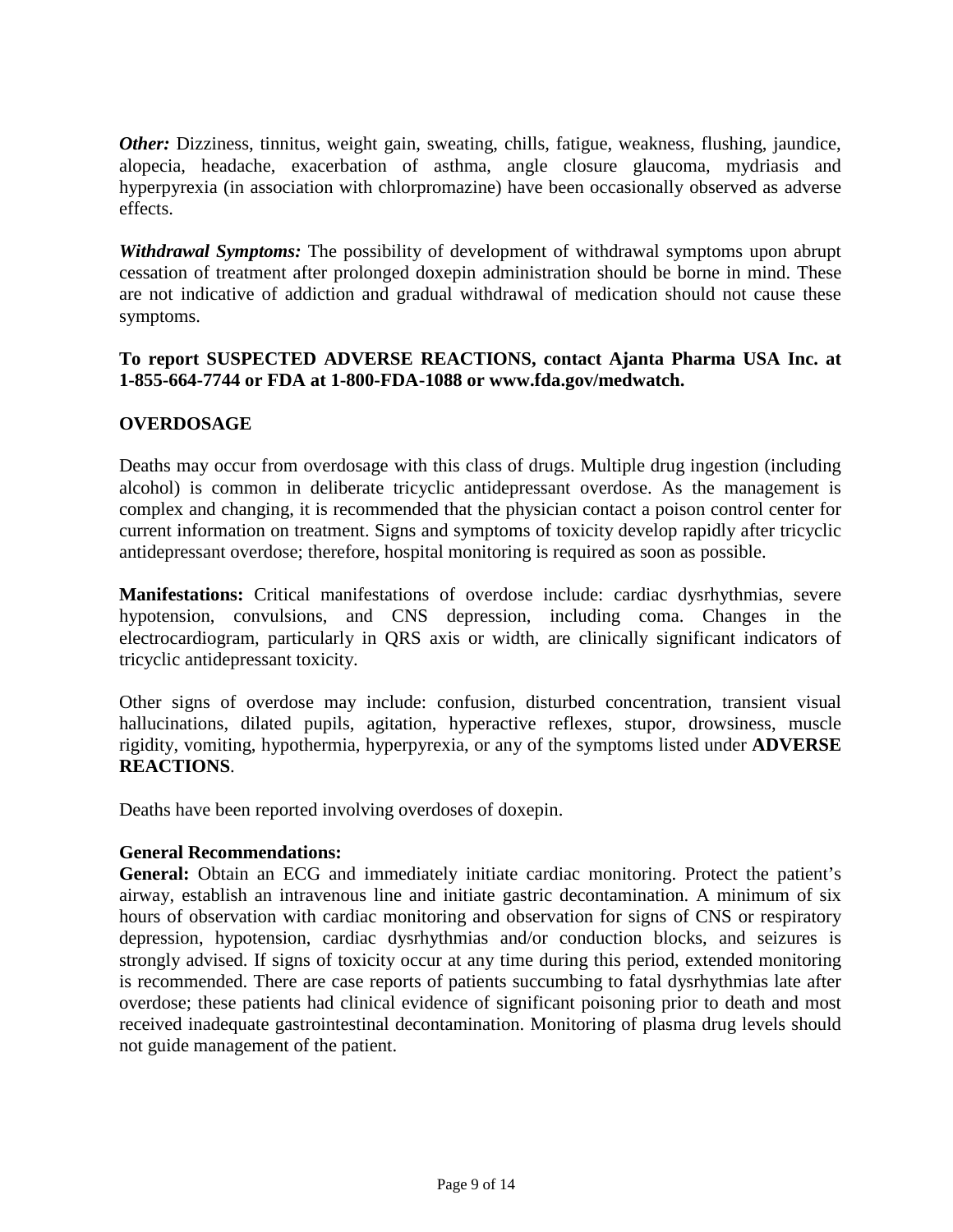***Other:*** Dizziness, tinnitus, weight gain, sweating, chills, fatigue, weakness, flushing, jaundice, alopecia, headache, exacerbation of asthma, angle closure glaucoma, mydriasis and hyperpyrexia (in association with chlorpromazine) have been occasionally observed as adverse effects.

***Withdrawal Symptoms:*** The possibility of development of withdrawal symptoms upon abrupt cessation of treatment after prolonged doxepin administration should be borne in mind. These are not indicative of addiction and gradual withdrawal of medication should not cause these symptoms.

**To report SUSPECTED ADVERSE REACTIONS, contact Ajanta Pharma USA Inc. at 1-855-664-7744 or FDA at 1-800-FDA-1088 or www.fda.gov/medwatch.**

## OVERDOSAGE

Deaths may occur from overdosage with this class of drugs. Multiple drug ingestion (including alcohol) is common in deliberate tricyclic antidepressant overdose. As the management is complex and changing, it is recommended that the physician contact a poison control center for current information on treatment. Signs and symptoms of toxicity develop rapidly after tricyclic antidepressant overdose; therefore, hospital monitoring is required as soon as possible.

**Manifestations:** Critical manifestations of overdose include: cardiac dysrhythmias, severe hypotension, convulsions, and CNS depression, including coma. Changes in the electrocardiogram, particularly in QRS axis or width, are clinically significant indicators of tricyclic antidepressant toxicity.

Other signs of overdose may include: confusion, disturbed concentration, transient visual hallucinations, dilated pupils, agitation, hyperactive reflexes, stupor, drowsiness, muscle rigidity, vomiting, hypothermia, hyperpyrexia, or any of the symptoms listed under **ADVERSE REACTIONS**.

Deaths have been reported involving overdoses of doxepin.

**General Recommendations:**

**General:** Obtain an ECG and immediately initiate cardiac monitoring. Protect the patient's airway, establish an intravenous line and initiate gastric decontamination. A minimum of six hours of observation with cardiac monitoring and observation for signs of CNS or respiratory depression, hypotension, cardiac dysrhythmias and/or conduction blocks, and seizures is strongly advised. If signs of toxicity occur at any time during this period, extended monitoring is recommended. There are case reports of patients succumbing to fatal dysrhythmias late after overdose; these patients had clinical evidence of significant poisoning prior to death and most received inadequate gastrointestinal decontamination. Monitoring of plasma drug levels should not guide management of the patient.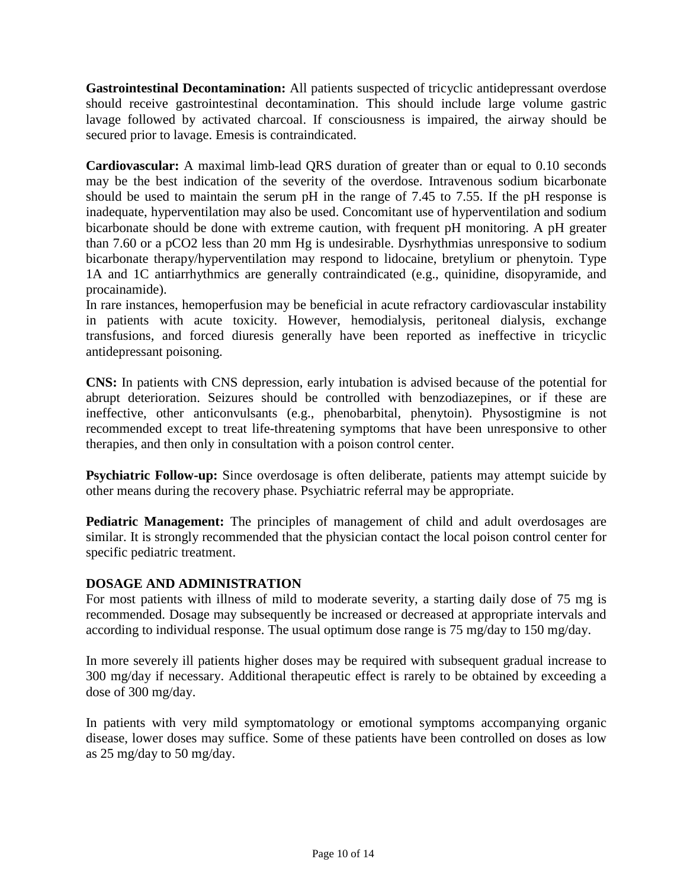**Gastrointestinal Decontamination:** All patients suspected of tricyclic antidepressant overdose should receive gastrointestinal decontamination. This should include large volume gastric lavage followed by activated charcoal. If consciousness is impaired, the airway should be secured prior to lavage. Emesis is contraindicated.

**Cardiovascular:** A maximal limb-lead QRS duration of greater than or equal to 0.10 seconds may be the best indication of the severity of the overdose. Intravenous sodium bicarbonate should be used to maintain the serum pH in the range of 7.45 to 7.55. If the pH response is inadequate, hyperventilation may also be used. Concomitant use of hyperventilation and sodium bicarbonate should be done with extreme caution, with frequent pH monitoring. A pH greater than 7.60 or a $pCO_2$ less than 20 mm Hg is undesirable. Dysrhythmias unresponsive to sodium bicarbonate therapy/hyperventilation may respond to lidocaine, bretylium or phenytoin. Type 1A and 1C antiarrhythmics are generally contraindicated (e.g., quinidine, disopyramide, and procainamide).

In rare instances, hemoperfusion may be beneficial in acute refractory cardiovascular instability in patients with acute toxicity. However, hemodialysis, peritoneal dialysis, exchange transfusions, and forced diuresis generally have been reported as ineffective in tricyclic antidepressant poisoning.

**CNS:** In patients with CNS depression, early intubation is advised because of the potential for abrupt deterioration. Seizures should be controlled with benzodiazepines, or if these are ineffective, other anticonvulsants (e.g., phenobarbital, phenytoin). Physostigmine is not recommended except to treat life-threatening symptoms that have been unresponsive to other therapies, and then only in consultation with a poison control center.

**Psychiatric Follow-up:** Since overdosage is often deliberate, patients may attempt suicide by other means during the recovery phase. Psychiatric referral may be appropriate.

**Pediatric Management:** The principles of management of child and adult overdosages are similar. It is strongly recommended that the physician contact the local poison control center for specific pediatric treatment.

## DOSAGE AND ADMINISTRATION

For most patients with illness of mild to moderate severity, a starting daily dose of 75 mg is recommended. Dosage may subsequently be increased or decreased at appropriate intervals and according to individual response. The usual optimum dose range is 75 mg/day to 150 mg/day.

In more severely ill patients higher doses may be required with subsequent gradual increase to 300 mg/day if necessary. Additional therapeutic effect is rarely to be obtained by exceeding a dose of 300 mg/day.

In patients with very mild symptomatology or emotional symptoms accompanying organic disease, lower doses may suffice. Some of these patients have been controlled on doses as low as 25 mg/day to 50 mg/day.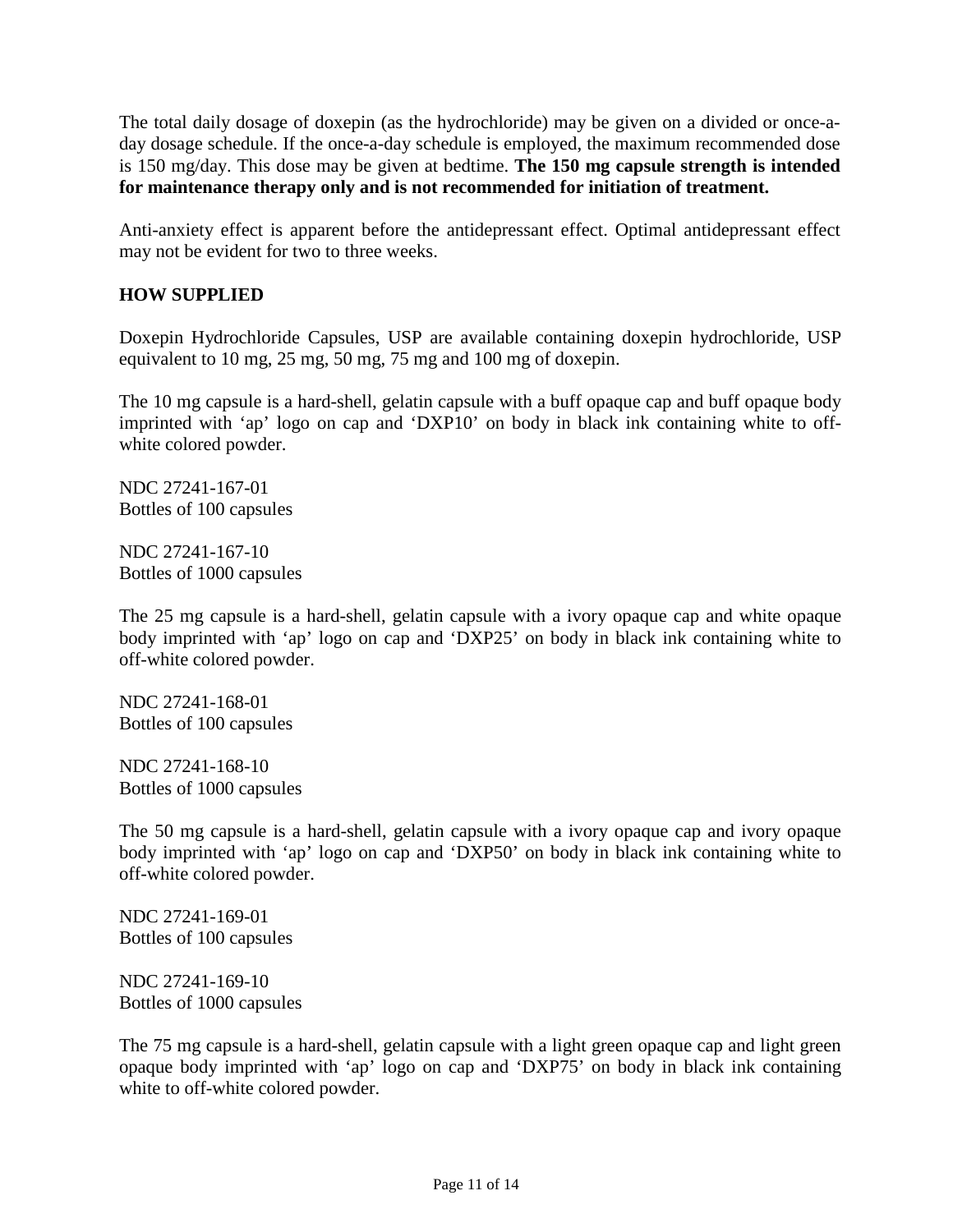The total daily dosage of doxepin (as the hydrochloride) may be given on a divided or once-a-day dosage schedule. If the once-a-day schedule is employed, the maximum recommended dose is 150 mg/day. This dose may be given at bedtime. **The 150 mg capsule strength is intended for maintenance therapy only and is not recommended for initiation of treatment.**

Anti-anxiety effect is apparent before the antidepressant effect. Optimal antidepressant effect may not be evident for two to three weeks.

## HOW SUPPLIED

Doxepin Hydrochloride Capsules, USP are available containing doxepin hydrochloride, USP equivalent to 10 mg, 25 mg, 50 mg, 75 mg and 100 mg of doxepin.

The 10 mg capsule is a hard-shell, gelatin capsule with a buff opaque cap and buff opaque body imprinted with 'ap' logo on cap and 'DXP10' on body in black ink containing white to off-white colored powder.

NDC 27241-167-01
Bottles of 100 capsules

NDC 27241-167-10
Bottles of 1000 capsules

The 25 mg capsule is a hard-shell, gelatin capsule with a ivory opaque cap and white opaque body imprinted with 'ap' logo on cap and 'DXP25' on body in black ink containing white to off-white colored powder.

NDC 27241-168-01
Bottles of 100 capsules

NDC 27241-168-10
Bottles of 1000 capsules

The 50 mg capsule is a hard-shell, gelatin capsule with a ivory opaque cap and ivory opaque body imprinted with 'ap' logo on cap and 'DXP50' on body in black ink containing white to off-white colored powder.

NDC 27241-169-01
Bottles of 100 capsules

NDC 27241-169-10
Bottles of 1000 capsules

The 75 mg capsule is a hard-shell, gelatin capsule with a light green opaque cap and light green opaque body imprinted with 'ap' logo on cap and 'DXP75' on body in black ink containing white to off-white colored powder.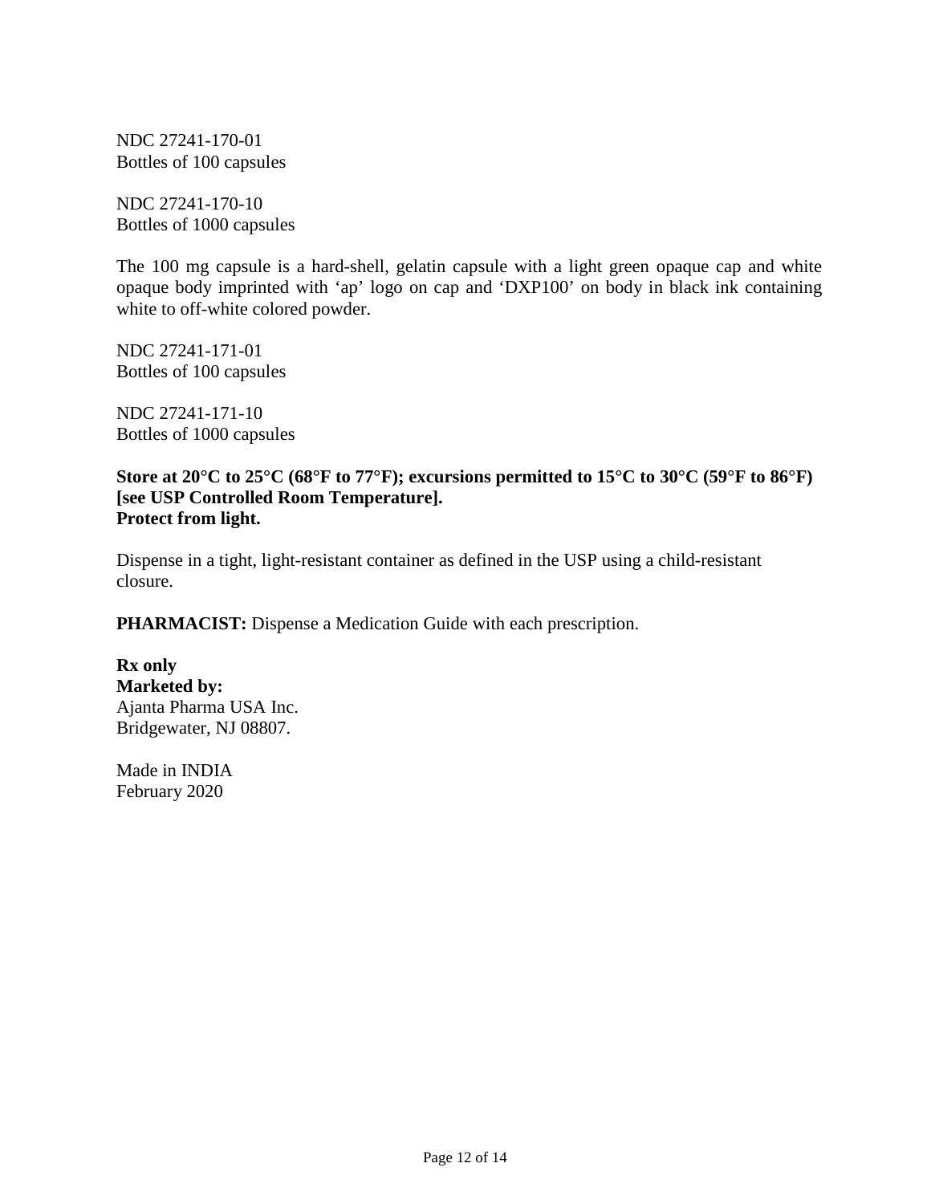NDC 27241-170-01
Bottles of 100 capsules

NDC 27241-170-10
Bottles of 1000 capsules

The 100 mg capsule is a hard-shell, gelatin capsule with a light green opaque cap and white opaque body imprinted with 'ap' logo on cap and 'DXP100' on body in black ink containing white to off-white colored powder.

NDC 27241-171-01
Bottles of 100 capsules

NDC 27241-171-10
Bottles of 1000 capsules

**Store at 20°C to 25°C (68°F to 77°F); excursions permitted to 15°C to 30°C (59°F to 86°F) [see USP Controlled Room Temperature].**
**Protect from light.**

Dispense in a tight, light-resistant container as defined in the USP using a child-resistant closure.

**PHARMACIST:** Dispense a Medication Guide with each prescription.

**Rx only**
**Marketed by:**
Ajanta Pharma USA Inc.
Bridgewater, NJ 08807.

Made in INDIA
February 2020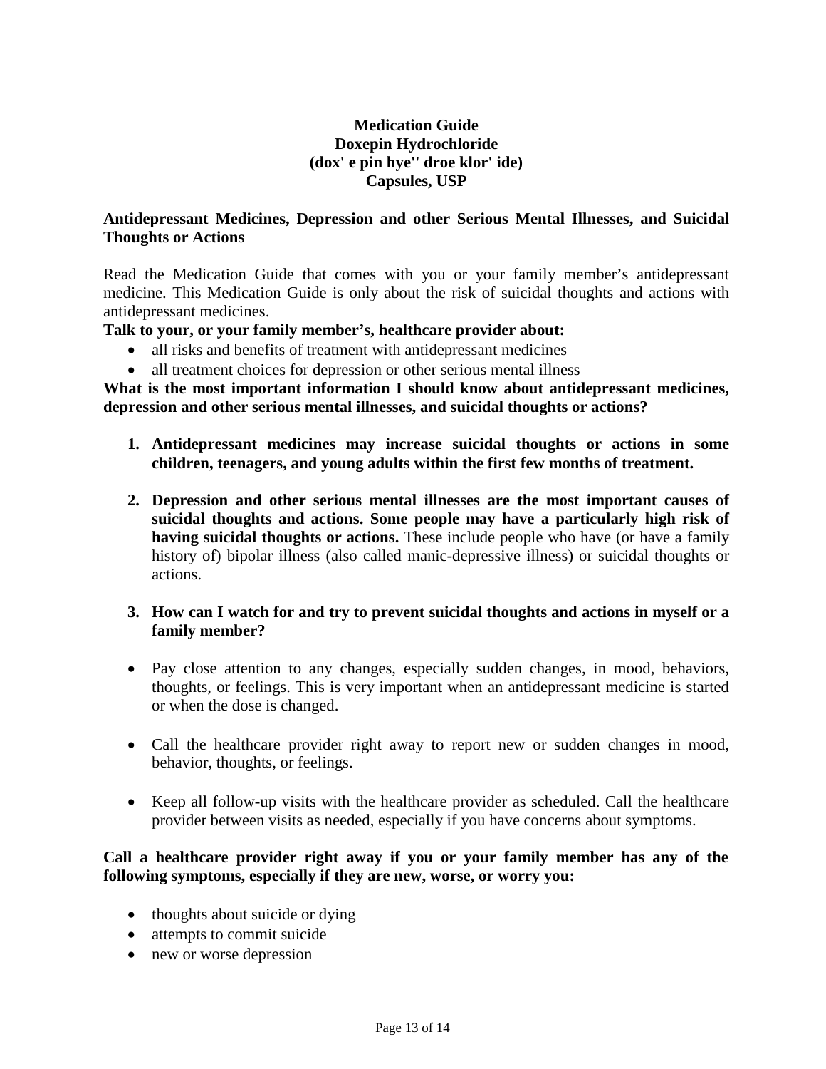**Medication Guide**
**Doxepin Hydrochloride**
**(dox' e pin hye'' droe klor' ide)**
**Capsules, USP**

**Antidepressant Medicines, Depression and other Serious Mental Illnesses, and Suicidal Thoughts or Actions**

Read the Medication Guide that comes with you or your family member's antidepressant medicine. This Medication Guide is only about the risk of suicidal thoughts and actions with antidepressant medicines.

**Talk to your, or your family member's, healthcare provider about:**

- all risks and benefits of treatment with antidepressant medicines
- all treatment choices for depression or other serious mental illness

**What is the most important information I should know about antidepressant medicines, depression and other serious mental illnesses, and suicidal thoughts or actions?**

1. **Antidepressant medicines may increase suicidal thoughts or actions in some children, teenagers, and young adults within the first few months of treatment.**

2. **Depression and other serious mental illnesses are the most important causes of suicidal thoughts and actions. Some people may have a particularly high risk of having suicidal thoughts or actions.** These include people who have (or have a family history of) bipolar illness (also called manic-depressive illness) or suicidal thoughts or actions.

3. **How can I watch for and try to prevent suicidal thoughts and actions in myself or a family member?**

- Pay close attention to any changes, especially sudden changes, in mood, behaviors, thoughts, or feelings. This is very important when an antidepressant medicine is started or when the dose is changed.

- Call the healthcare provider right away to report new or sudden changes in mood, behavior, thoughts, or feelings.

- Keep all follow-up visits with the healthcare provider as scheduled. Call the healthcare provider between visits as needed, especially if you have concerns about symptoms.

**Call a healthcare provider right away if you or your family member has any of the following symptoms, especially if they are new, worse, or worry you:**

- thoughts about suicide or dying
- attempts to commit suicide
- new or worse depression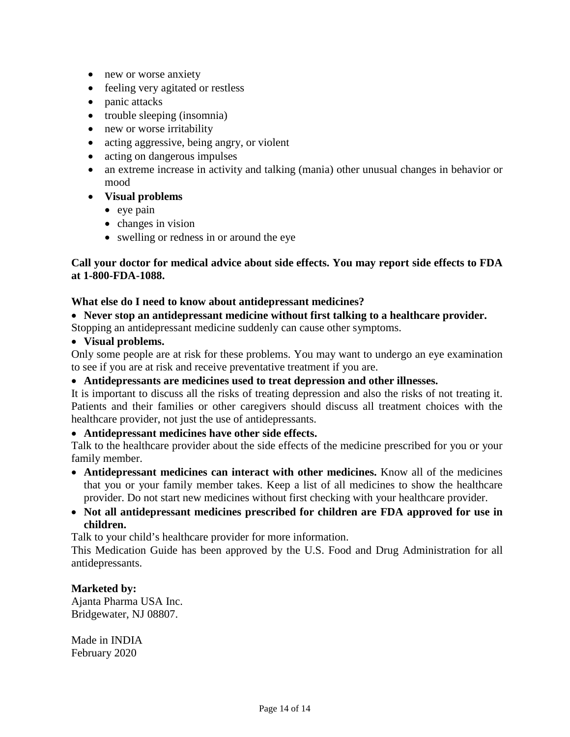- new or worse anxiety
- feeling very agitated or restless
- panic attacks
- trouble sleeping (insomnia)
- new or worse irritability
- acting aggressive, being angry, or violent
- acting on dangerous impulses
- an extreme increase in activity and talking (mania) other unusual changes in behavior or mood
- **Visual problems**
  - eye pain
  - changes in vision
  - swelling or redness in or around the eye

**Call your doctor for medical advice about side effects. You may report side effects to FDA at 1-800-FDA-1088.**

**What else do I need to know about antidepressant medicines?**

- **Never stop an antidepressant medicine without first talking to a healthcare provider.**

Stopping an antidepressant medicine suddenly can cause other symptoms.

- **Visual problems.**

Only some people are at risk for these problems. You may want to undergo an eye examination to see if you are at risk and receive preventative treatment if you are.

- **Antidepressants are medicines used to treat depression and other illnesses.**

It is important to discuss all the risks of treating depression and also the risks of not treating it. Patients and their families or other caregivers should discuss all treatment choices with the healthcare provider, not just the use of antidepressants.

- **Antidepressant medicines have other side effects.**

Talk to the healthcare provider about the side effects of the medicine prescribed for you or your family member.

- **Antidepressant medicines can interact with other medicines.** Know all of the medicines that you or your family member takes. Keep a list of all medicines to show the healthcare provider. Do not start new medicines without first checking with your healthcare provider.
- **Not all antidepressant medicines prescribed for children are FDA approved for use in children.**

Talk to your child's healthcare provider for more information.

This Medication Guide has been approved by the U.S. Food and Drug Administration for all antidepressants.

**Marketed by:**
Ajanta Pharma USA Inc.
Bridgewater, NJ 08807.

Made in INDIA
February 2020